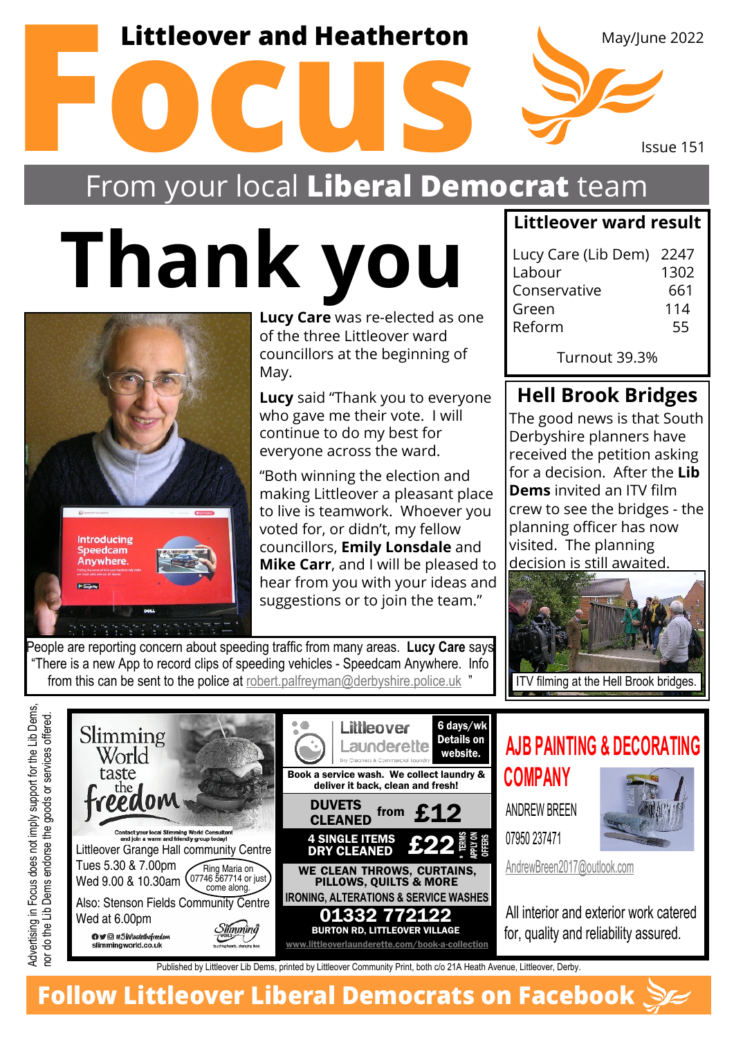# Littleover and Heatherton Focus

May/June 2022

Issue 151

From your local **Liberal Democrat** team

# Thank you

**Lucy Care** was re-elected as one of the three Littleover ward councillors at the beginning of May.

**Lucy** said "Thank you to everyone who gave me their vote. I will continue to do my best for everyone across the ward.

"Both winning the election and making Littleover a pleasant place to live is teamwork. Whoever you voted for, or didn't, my fellow councillors, **Emily Lonsdale** and **Mike Carr**, and I will be pleased to hear from you with your ideas and suggestions or to join the team."

People are reporting concern about speeding traffic from many areas. **Lucy Care** says "There is a new App to record clips of speeding vehicles - Speedcam Anywhere. Info from this can be sent to the police at robert.palfreyman@derbyshire.police.uk "

## Littleover ward result

| | |
|---|---|
| Lucy Care (Lib Dem) | 2247 |
| Labour | 1302 |
| Conservative | 661 |
| Green | 114 |
| Reform | 55 |

Turnout 39.3%

## Hell Brook Bridges

The good news is that South Derbyshire planners have received the petition asking for a decision. After the **Lib Dems** invited an ITV film crew to see the bridges - the planning officer has now visited. The planning decision is still awaited.

ITV filming at the Hell Brook bridges.

---

Advertising in Focus does not imply support for the Lib Dems, nor do the Lib Dems endorse the goods or services offered.

**Slimming World** taste the freedom

Contact your local Slimming World Consultant and join a warm and friendly group today!

Littleover Grange Hall community Centre
Tues 5.30 & 7.00pm
Wed 9.00 & 10.30am

Ring Maria on 07746 567714 or just come along.

Also: Stenson Fields Community Centre
Wed at 6.00pm

#5Wastethefreedom
slimmingworld.co.uk

**Littleover Launderette** – Dry Cleaners & Commercial Laundry

6 days/wk Details on website.

Book a service wash. We collect laundry & deliver it back, clean and fresh!

DUVETS CLEANED from £12

4 SINGLE ITEMS DRY CLEANED £22 * TERMS APPLY ON OFFERS

WE CLEAN THROWS, CURTAINS, PILLOWS, QUILTS & MORE

IRONING, ALTERATIONS & SERVICE WASHES

01332 772122

BURTON RD, LITTLEOVER VILLAGE

www.littleoverlaunderette.com/book-a-collection

**AJB PAINTING & DECORATING COMPANY**

ANDREW BREEN

07950 237471

AndrewBreen2017@outlook.com

All interior and exterior work catered for, quality and reliability assured.

Published by Littleover Lib Dems, printed by Littleover Community Print, both c/o 21A Heath Avenue, Littleover, Derby.

**Follow Littleover Liberal Democrats on Facebook**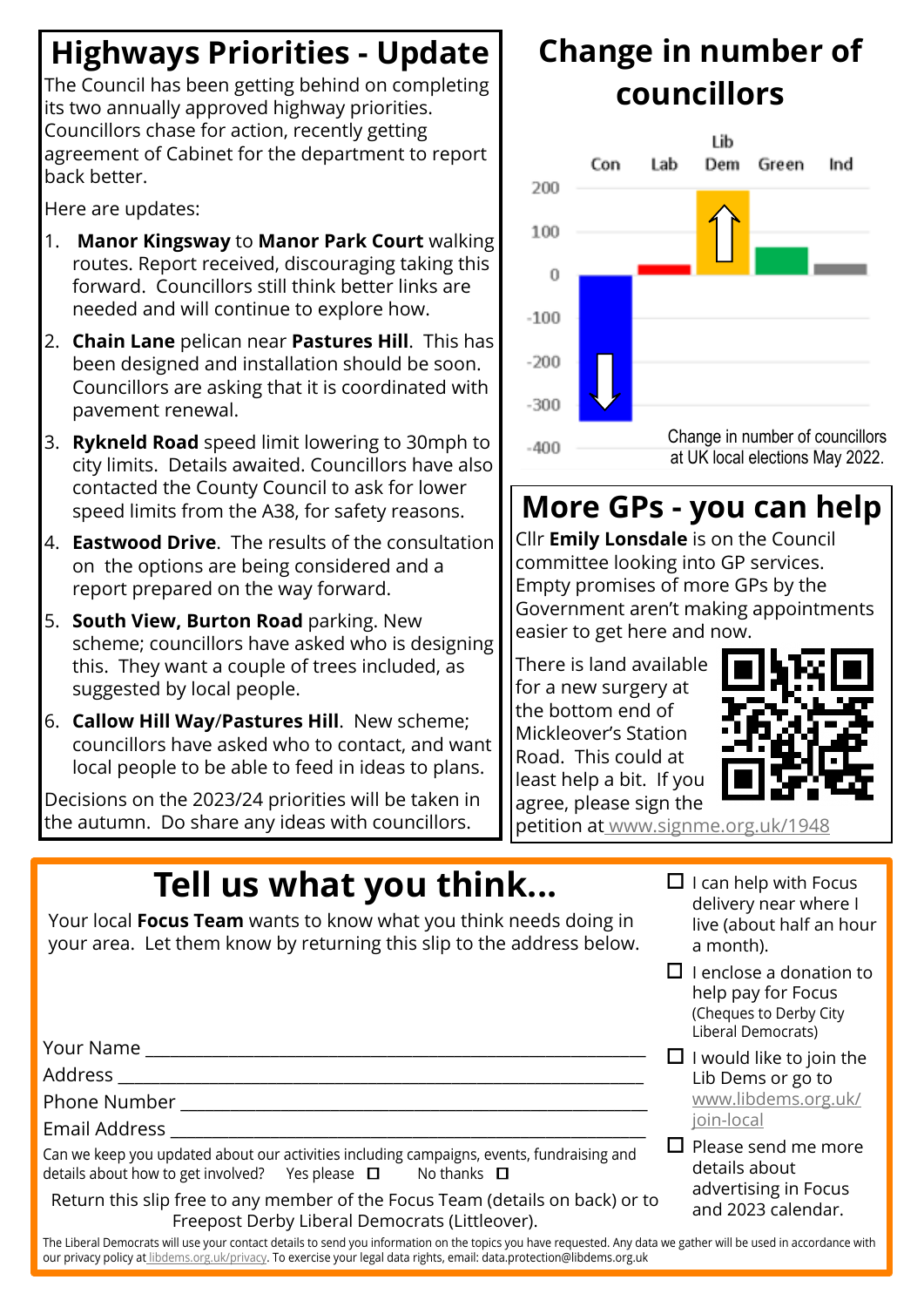# Highways Priorities - Update

The Council has been getting behind on completing its two annually approved highway priorities. Councillors chase for action, recently getting agreement of Cabinet for the department to report back better.

Here are updates:

1. **Manor Kingsway** to **Manor Park Court** walking routes. Report received, discouraging taking this forward. Councillors still think better links are needed and will continue to explore how.
2. **Chain Lane** pelican near **Pastures Hill**. This has been designed and installation should be soon. Councillors are asking that it is coordinated with pavement renewal.
3. **Rykneld Road** speed limit lowering to 30mph to city limits. Details awaited. Councillors have also contacted the County Council to ask for lower speed limits from the A38, for safety reasons.
4. **Eastwood Drive**. The results of the consultation on the options are being considered and a report prepared on the way forward.
5. **South View, Burton Road** parking. New scheme; councillors have asked who is designing this. They want a couple of trees included, as suggested by local people.
6. **Callow Hill Way**/**Pastures Hill**. New scheme; councillors have asked who to contact, and want local people to be able to feed in ideas to plans.

Decisions on the 2023/24 priorities will be taken in the autumn. Do share any ideas with councillors.

# Change in number of councillors

Con | Lab | Lib Dem | Green | Ind

200 | 100 | 0 | -100 | -200 | -300 | -400

Change in number of councillors at UK local elections May 2022.

# More GPs - you can help

Cllr **Emily Lonsdale** is on the Council committee looking into GP services. Empty promises of more GPs by the Government aren't making appointments easier to get here and now.

There is land available for a new surgery at the bottom end of Mickleover's Station Road. This could at least help a bit. If you agree, please sign the petition at www.signme.org.uk/1948

# Tell us what you think...

Your local **Focus Team** wants to know what you think needs doing in your area. Let them know by returning this slip to the address below.

Your Name ___________________________

Address ___________________________

Phone Number ___________________________

Email Address ___________________________

Can we keep you updated about our activities including campaigns, events, fundraising and details about how to get involved? Yes please ☐ No thanks ☐

Return this slip free to any member of the Focus Team (details on back) or to Freepost Derby Liberal Democrats (Littleover).

- ☐ I can help with Focus delivery near where I live (about half an hour a month).
- ☐ I enclose a donation to help pay for Focus (Cheques to Derby City Liberal Democrats)
- ☐ I would like to join the Lib Dems or go to www.libdems.org.uk/join-local
- ☐ Please send me more details about advertising in Focus and 2023 calendar.

The Liberal Democrats will use your contact details to send you information on the topics you have requested. Any data we gather will be used in accordance with our privacy policy at libdems.org.uk/privacy. To exercise your legal data rights, email: data.protection@libdems.org.uk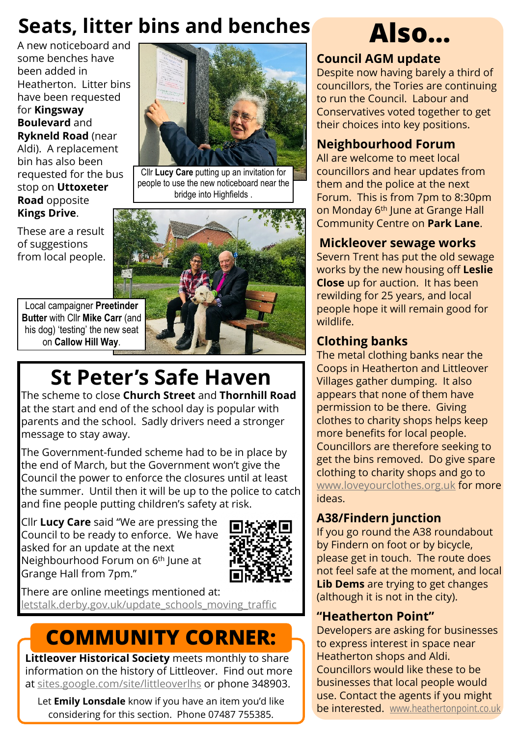# Seats, litter bins and benches

A new noticeboard and some benches have been added in Heatherton. Litter bins have been requested for **Kingsway Boulevard** and **Rykneld Road** (near Aldi). A replacement bin has also been requested for the bus stop on **Uttoxeter Road** opposite **Kings Drive**.

These are a result of suggestions from local people.

Cllr **Lucy Care** putting up an invitation for people to use the new noticeboard near the bridge into Highfields .

Local campaigner **Preetinder Butter** with Cllr **Mike Carr** (and his dog) 'testing' the new seat on **Callow Hill Way**.

# St Peter's Safe Haven

The scheme to close **Church Street** and **Thornhill Road** at the start and end of the school day is popular with parents and the school. Sadly drivers need a stronger message to stay away.

The Government-funded scheme had to be in place by the end of March, but the Government won't give the Council the power to enforce the closures until at least the summer. Until then it will be up to the police to catch and fine people putting children's safety at risk.

Cllr **Lucy Care** said "We are pressing the Council to be ready to enforce. We have asked for an update at the next Neighbourhood Forum on 6th June at Grange Hall from 7pm."

There are online meetings mentioned at: letstalk.derby.gov.uk/update_schools_moving_traffic

# COMMUNITY CORNER:

**Littleover Historical Society** meets monthly to share information on the history of Littleover. Find out more at sites.google.com/site/littleoverlhs or phone 348903.

Let **Emily Lonsdale** know if you have an item you'd like considering for this section. Phone 07487 755385.

# Also...

## Council AGM update

Despite now having barely a third of councillors, the Tories are continuing to run the Council. Labour and Conservatives voted together to get their choices into key positions.

## Neighbourhood Forum

All are welcome to meet local councillors and hear updates from them and the police at the next Forum. This is from 7pm to 8:30pm on Monday 6th June at Grange Hall Community Centre on **Park Lane**.

## Mickleover sewage works

Severn Trent has put the old sewage works by the new housing off **Leslie Close** up for auction. It has been rewilding for 25 years, and local people hope it will remain good for wildlife.

## Clothing banks

The metal clothing banks near the Coops in Heatherton and Littleover Villages gather dumping. It also appears that none of them have permission to be there. Giving clothes to charity shops helps keep more benefits for local people. Councillors are therefore seeking to get the bins removed. Do give spare clothing to charity shops and go to www.loveyourclothes.org.uk for more ideas.

## A38/Findern junction

If you go round the A38 roundabout by Findern on foot or by bicycle, please get in touch. The route does not feel safe at the moment, and local **Lib Dems** are trying to get changes (although it is not in the city).

## "Heatherton Point"

Developers are asking for businesses to express interest in space near Heatherton shops and Aldi. Councillors would like these to be businesses that local people would use. Contact the agents if you might be interested. www.heathertonpoint.co.uk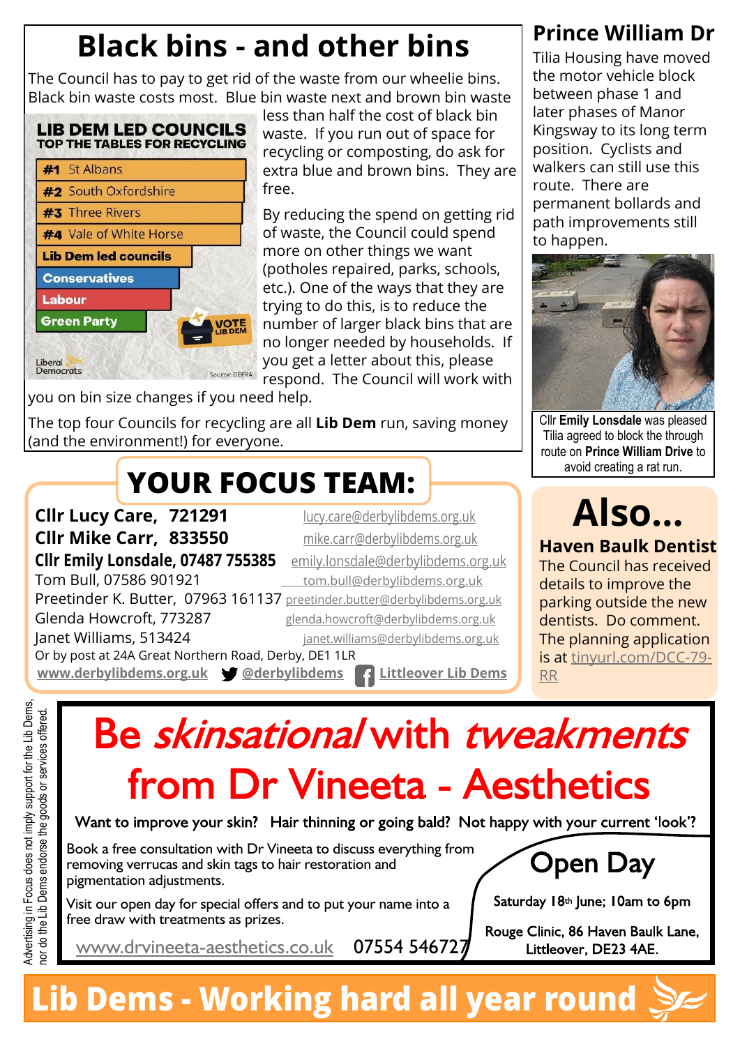# Black bins - and other bins

The Council has to pay to get rid of the waste from our wheelie bins. Black bin waste costs most. Blue bin waste next and brown bin waste less than half the cost of black bin waste. If you run out of space for recycling or composting, do ask for extra blue and brown bins. They are free.

**LIB DEM LED COUNCILS TOP THE TABLES FOR RECYCLING**

**#1** St Albans
**#2** South Oxfordshire
**#3** Three Rivers
**#4** Vale of White Horse

**Lib Dem led councils**
**Conservatives**
**Labour**
**Green Party**

VOTE LIB DEM

Liberal Democrats

Source: DEFRA

By reducing the spend on getting rid of waste, the Council could spend more on other things we want (potholes repaired, parks, schools, etc.). One of the ways that they are trying to do this, is to reduce the number of larger black bins that are no longer needed by households. If you get a letter about this, please respond. The Council will work with you on bin size changes if you need help.

The top four Councils for recycling are all **Lib Dem** run, saving money (and the environment!) for everyone.

## Prince William Dr

Tilia Housing have moved the motor vehicle block between phase 1 and later phases of Manor Kingsway to its long term position. Cyclists and walkers can still use this route. There are permanent bollards and path improvements still to happen.

Cllr **Emily Lonsdale** was pleased Tilia agreed to block the through route on **Prince William Drive** to avoid creating a rat run.

# YOUR FOCUS TEAM:

**Cllr Lucy Care, 721291** lucy.care@derbylibdems.org.uk
**Cllr Mike Carr, 833550** mike.carr@derbylibdems.org.uk
**Cllr Emily Lonsdale, 07487 755385** emily.lonsdale@derbylibdems.org.uk
Tom Bull, 07586 901921 tom.bull@derbylibdems.org.uk
Preetinder K. Butter, 07963 161137 preetinder.butter@derbylibdems.org.uk
Glenda Howcroft, 773287 glenda.howcroft@derbylibdems.org.uk
Janet Williams, 513424 janet.williams@derbylibdems.org.uk
Or by post at 24A Great Northern Road, Derby, DE1 1LR
**www.derbylibdems.org.uk** **@derbylibdems** **Littleover Lib Dems**

# Also...

### Haven Baulk Dentist

The Council has received details to improve the parking outside the new dentists. Do comment. The planning application is at tinyurl.com/DCC-79-RR

Advertising in Focus does not imply support for the Lib Dems, nor do the Lib Dems endorse the goods or services offered.

# Be *skinsational* with *tweakments* from Dr Vineeta - Aesthetics

Want to improve your skin? Hair thinning or going bald? Not happy with your current 'look'?

Book a free consultation with Dr Vineeta to discuss everything from removing verrucas and skin tags to hair restoration and pigmentation adjustments.

Visit our open day for special offers and to put your name into a free draw with treatments as prizes.

www.drvineeta-aesthetics.co.uk 07554 546727

## Open Day

Saturday 18th June; 10am to 6pm

Rouge Clinic, 86 Haven Baulk Lane, Littleover, DE23 4AE.

# Lib Dems - Working hard all year round